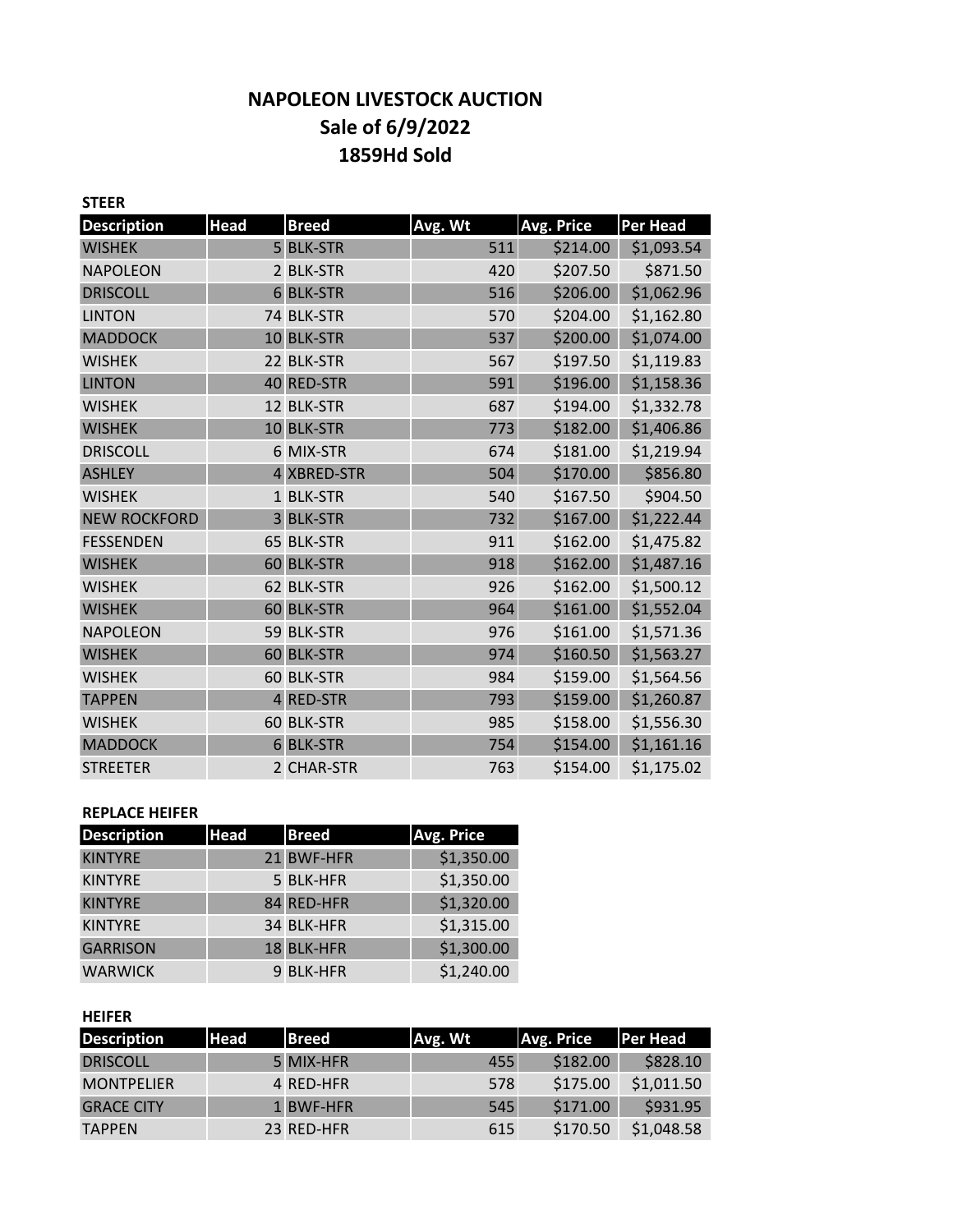# NAPOLEON LIVESTOCK AUCTION
## Sale of 6/9/2022
## 1859Hd Sold

**STEER**

| Description | Head | Breed | Avg. Wt | Avg. Price | Per Head |
|---|---|---|---|---|---|
| WISHEK | 5 | BLK-STR | 511 | $214.00 | $1,093.54 |
| NAPOLEON | 2 | BLK-STR | 420 | $207.50 | $871.50 |
| DRISCOLL | 6 | BLK-STR | 516 | $206.00 | $1,062.96 |
| LINTON | 74 | BLK-STR | 570 | $204.00 | $1,162.80 |
| MADDOCK | 10 | BLK-STR | 537 | $200.00 | $1,074.00 |
| WISHEK | 22 | BLK-STR | 567 | $197.50 | $1,119.83 |
| LINTON | 40 | RED-STR | 591 | $196.00 | $1,158.36 |
| WISHEK | 12 | BLK-STR | 687 | $194.00 | $1,332.78 |
| WISHEK | 10 | BLK-STR | 773 | $182.00 | $1,406.86 |
| DRISCOLL | 6 | MIX-STR | 674 | $181.00 | $1,219.94 |
| ASHLEY | 4 | XBRED-STR | 504 | $170.00 | $856.80 |
| WISHEK | 1 | BLK-STR | 540 | $167.50 | $904.50 |
| NEW ROCKFORD | 3 | BLK-STR | 732 | $167.00 | $1,222.44 |
| FESSENDEN | 65 | BLK-STR | 911 | $162.00 | $1,475.82 |
| WISHEK | 60 | BLK-STR | 918 | $162.00 | $1,487.16 |
| WISHEK | 62 | BLK-STR | 926 | $162.00 | $1,500.12 |
| WISHEK | 60 | BLK-STR | 964 | $161.00 | $1,552.04 |
| NAPOLEON | 59 | BLK-STR | 976 | $161.00 | $1,571.36 |
| WISHEK | 60 | BLK-STR | 974 | $160.50 | $1,563.27 |
| WISHEK | 60 | BLK-STR | 984 | $159.00 | $1,564.56 |
| TAPPEN | 4 | RED-STR | 793 | $159.00 | $1,260.87 |
| WISHEK | 60 | BLK-STR | 985 | $158.00 | $1,556.30 |
| MADDOCK | 6 | BLK-STR | 754 | $154.00 | $1,161.16 |
| STREETER | 2 | CHAR-STR | 763 | $154.00 | $1,175.02 |

**REPLACE HEIFER**

| Description | Head | Breed | Avg. Price |
|---|---|---|---|
| KINTYRE | 21 | BWF-HFR | $1,350.00 |
| KINTYRE | 5 | BLK-HFR | $1,350.00 |
| KINTYRE | 84 | RED-HFR | $1,320.00 |
| KINTYRE | 34 | BLK-HFR | $1,315.00 |
| GARRISON | 18 | BLK-HFR | $1,300.00 |
| WARWICK | 9 | BLK-HFR | $1,240.00 |

**HEIFER**

| Description | Head | Breed | Avg. Wt | Avg. Price | Per Head |
|---|---|---|---|---|---|
| DRISCOLL | 5 | MIX-HFR | 455 | $182.00 | $828.10 |
| MONTPELIER | 4 | RED-HFR | 578 | $175.00 | $1,011.50 |
| GRACE CITY | 1 | BWF-HFR | 545 | $171.00 | $931.95 |
| TAPPEN | 23 | RED-HFR | 615 | $170.50 | $1,048.58 |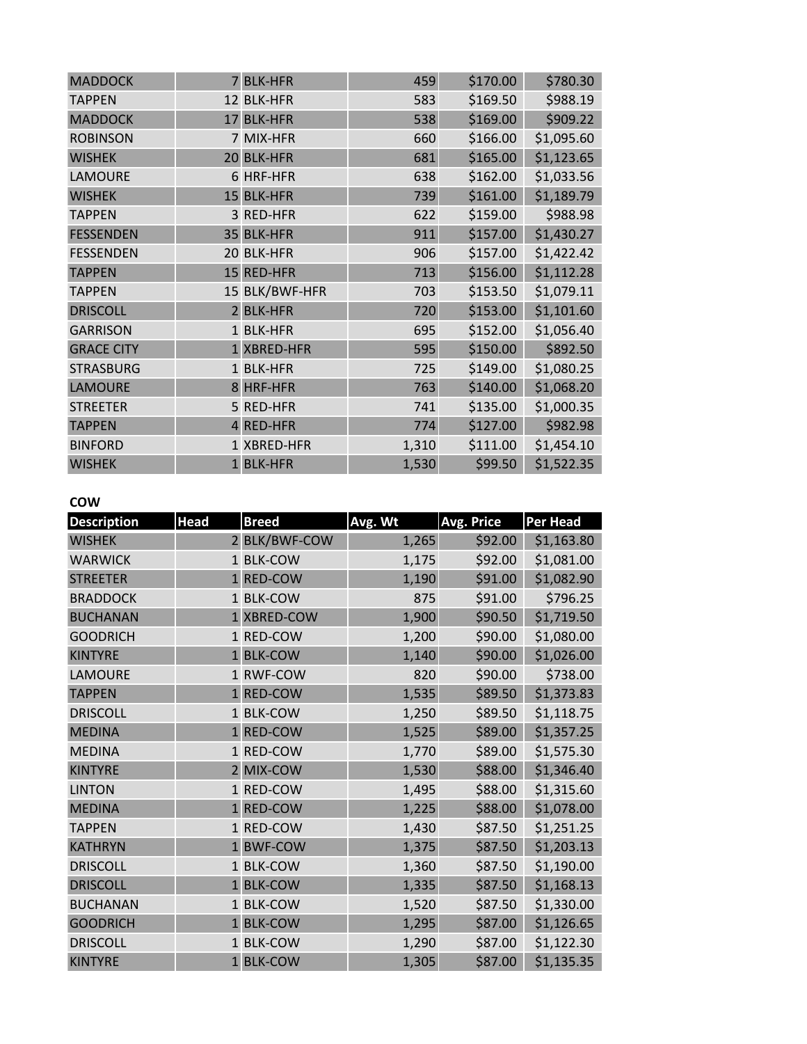| | | | | | |
|---|---|---|---|---|---|
| MADDOCK | 7 | BLK-HFR | 459 | $170.00 | $780.30 |
| TAPPEN | 12 | BLK-HFR | 583 | $169.50 | $988.19 |
| MADDOCK | 17 | BLK-HFR | 538 | $169.00 | $909.22 |
| ROBINSON | 7 | MIX-HFR | 660 | $166.00 | $1,095.60 |
| WISHEK | 20 | BLK-HFR | 681 | $165.00 | $1,123.65 |
| LAMOURE | 6 | HRF-HFR | 638 | $162.00 | $1,033.56 |
| WISHEK | 15 | BLK-HFR | 739 | $161.00 | $1,189.79 |
| TAPPEN | 3 | RED-HFR | 622 | $159.00 | $988.98 |
| FESSENDEN | 35 | BLK-HFR | 911 | $157.00 | $1,430.27 |
| FESSENDEN | 20 | BLK-HFR | 906 | $157.00 | $1,422.42 |
| TAPPEN | 15 | RED-HFR | 713 | $156.00 | $1,112.28 |
| TAPPEN | 15 | BLK/BWF-HFR | 703 | $153.50 | $1,079.11 |
| DRISCOLL | 2 | BLK-HFR | 720 | $153.00 | $1,101.60 |
| GARRISON | 1 | BLK-HFR | 695 | $152.00 | $1,056.40 |
| GRACE CITY | 1 | XBRED-HFR | 595 | $150.00 | $892.50 |
| STRASBURG | 1 | BLK-HFR | 725 | $149.00 | $1,080.25 |
| LAMOURE | 8 | HRF-HFR | 763 | $140.00 | $1,068.20 |
| STREETER | 5 | RED-HFR | 741 | $135.00 | $1,000.35 |
| TAPPEN | 4 | RED-HFR | 774 | $127.00 | $982.98 |
| BINFORD | 1 | XBRED-HFR | 1,310 | $111.00 | $1,454.10 |
| WISHEK | 1 | BLK-HFR | 1,530 | $99.50 | $1,522.35 |

**COW**

| Description | Head | Breed | Avg. Wt | Avg. Price | Per Head |
|---|---|---|---|---|---|
| WISHEK | 2 | BLK/BWF-COW | 1,265 | $92.00 | $1,163.80 |
| WARWICK | 1 | BLK-COW | 1,175 | $92.00 | $1,081.00 |
| STREETER | 1 | RED-COW | 1,190 | $91.00 | $1,082.90 |
| BRADDOCK | 1 | BLK-COW | 875 | $91.00 | $796.25 |
| BUCHANAN | 1 | XBRED-COW | 1,900 | $90.50 | $1,719.50 |
| GOODRICH | 1 | RED-COW | 1,200 | $90.00 | $1,080.00 |
| KINTYRE | 1 | BLK-COW | 1,140 | $90.00 | $1,026.00 |
| LAMOURE | 1 | RWF-COW | 820 | $90.00 | $738.00 |
| TAPPEN | 1 | RED-COW | 1,535 | $89.50 | $1,373.83 |
| DRISCOLL | 1 | BLK-COW | 1,250 | $89.50 | $1,118.75 |
| MEDINA | 1 | RED-COW | 1,525 | $89.00 | $1,357.25 |
| MEDINA | 1 | RED-COW | 1,770 | $89.00 | $1,575.30 |
| KINTYRE | 2 | MIX-COW | 1,530 | $88.00 | $1,346.40 |
| LINTON | 1 | RED-COW | 1,495 | $88.00 | $1,315.60 |
| MEDINA | 1 | RED-COW | 1,225 | $88.00 | $1,078.00 |
| TAPPEN | 1 | RED-COW | 1,430 | $87.50 | $1,251.25 |
| KATHRYN | 1 | BWF-COW | 1,375 | $87.50 | $1,203.13 |
| DRISCOLL | 1 | BLK-COW | 1,360 | $87.50 | $1,190.00 |
| DRISCOLL | 1 | BLK-COW | 1,335 | $87.50 | $1,168.13 |
| BUCHANAN | 1 | BLK-COW | 1,520 | $87.50 | $1,330.00 |
| GOODRICH | 1 | BLK-COW | 1,295 | $87.00 | $1,126.65 |
| DRISCOLL | 1 | BLK-COW | 1,290 | $87.00 | $1,122.30 |
| KINTYRE | 1 | BLK-COW | 1,305 | $87.00 | $1,135.35 |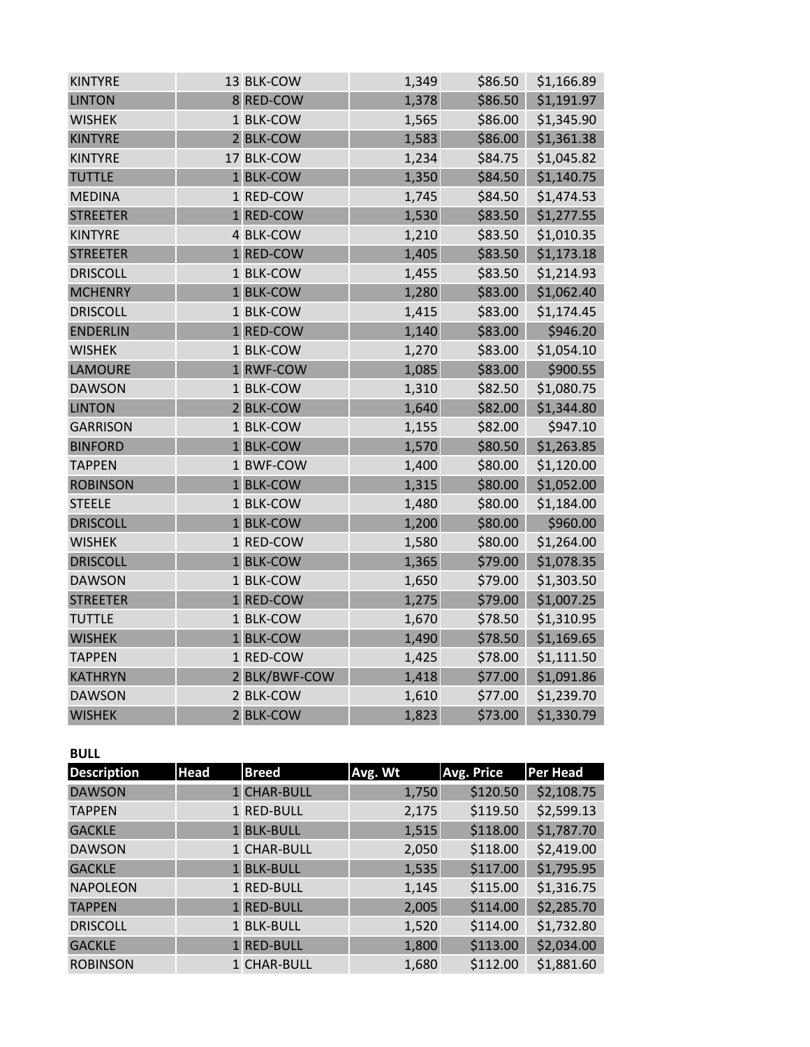| | | | | | |
|---|---|---|---|---|---|
| KINTYRE | 13 | BLK-COW | 1,349 | $86.50 | $1,166.89 |
| LINTON | 8 | RED-COW | 1,378 | $86.50 | $1,191.97 |
| WISHEK | 1 | BLK-COW | 1,565 | $86.00 | $1,345.90 |
| KINTYRE | 2 | BLK-COW | 1,583 | $86.00 | $1,361.38 |
| KINTYRE | 17 | BLK-COW | 1,234 | $84.75 | $1,045.82 |
| TUTTLE | 1 | BLK-COW | 1,350 | $84.50 | $1,140.75 |
| MEDINA | 1 | RED-COW | 1,745 | $84.50 | $1,474.53 |
| STREETER | 1 | RED-COW | 1,530 | $83.50 | $1,277.55 |
| KINTYRE | 4 | BLK-COW | 1,210 | $83.50 | $1,010.35 |
| STREETER | 1 | RED-COW | 1,405 | $83.50 | $1,173.18 |
| DRISCOLL | 1 | BLK-COW | 1,455 | $83.50 | $1,214.93 |
| MCHENRY | 1 | BLK-COW | 1,280 | $83.00 | $1,062.40 |
| DRISCOLL | 1 | BLK-COW | 1,415 | $83.00 | $1,174.45 |
| ENDERLIN | 1 | RED-COW | 1,140 | $83.00 | $946.20 |
| WISHEK | 1 | BLK-COW | 1,270 | $83.00 | $1,054.10 |
| LAMOURE | 1 | RWF-COW | 1,085 | $83.00 | $900.55 |
| DAWSON | 1 | BLK-COW | 1,310 | $82.50 | $1,080.75 |
| LINTON | 2 | BLK-COW | 1,640 | $82.00 | $1,344.80 |
| GARRISON | 1 | BLK-COW | 1,155 | $82.00 | $947.10 |
| BINFORD | 1 | BLK-COW | 1,570 | $80.50 | $1,263.85 |
| TAPPEN | 1 | BWF-COW | 1,400 | $80.00 | $1,120.00 |
| ROBINSON | 1 | BLK-COW | 1,315 | $80.00 | $1,052.00 |
| STEELE | 1 | BLK-COW | 1,480 | $80.00 | $1,184.00 |
| DRISCOLL | 1 | BLK-COW | 1,200 | $80.00 | $960.00 |
| WISHEK | 1 | RED-COW | 1,580 | $80.00 | $1,264.00 |
| DRISCOLL | 1 | BLK-COW | 1,365 | $79.00 | $1,078.35 |
| DAWSON | 1 | BLK-COW | 1,650 | $79.00 | $1,303.50 |
| STREETER | 1 | RED-COW | 1,275 | $79.00 | $1,007.25 |
| TUTTLE | 1 | BLK-COW | 1,670 | $78.50 | $1,310.95 |
| WISHEK | 1 | BLK-COW | 1,490 | $78.50 | $1,169.65 |
| TAPPEN | 1 | RED-COW | 1,425 | $78.00 | $1,111.50 |
| KATHRYN | 2 | BLK/BWF-COW | 1,418 | $77.00 | $1,091.86 |
| DAWSON | 2 | BLK-COW | 1,610 | $77.00 | $1,239.70 |
| WISHEK | 2 | BLK-COW | 1,823 | $73.00 | $1,330.79 |

**BULL**

| Description | Head | Breed | Avg. Wt | Avg. Price | Per Head |
|---|---|---|---|---|---|
| DAWSON | 1 | CHAR-BULL | 1,750 | $120.50 | $2,108.75 |
| TAPPEN | 1 | RED-BULL | 2,175 | $119.50 | $2,599.13 |
| GACKLE | 1 | BLK-BULL | 1,515 | $118.00 | $1,787.70 |
| DAWSON | 1 | CHAR-BULL | 2,050 | $118.00 | $2,419.00 |
| GACKLE | 1 | BLK-BULL | 1,535 | $117.00 | $1,795.95 |
| NAPOLEON | 1 | RED-BULL | 1,145 | $115.00 | $1,316.75 |
| TAPPEN | 1 | RED-BULL | 2,005 | $114.00 | $2,285.70 |
| DRISCOLL | 1 | BLK-BULL | 1,520 | $114.00 | $1,732.80 |
| GACKLE | 1 | RED-BULL | 1,800 | $113.00 | $2,034.00 |
| ROBINSON | 1 | CHAR-BULL | 1,680 | $112.00 | $1,881.60 |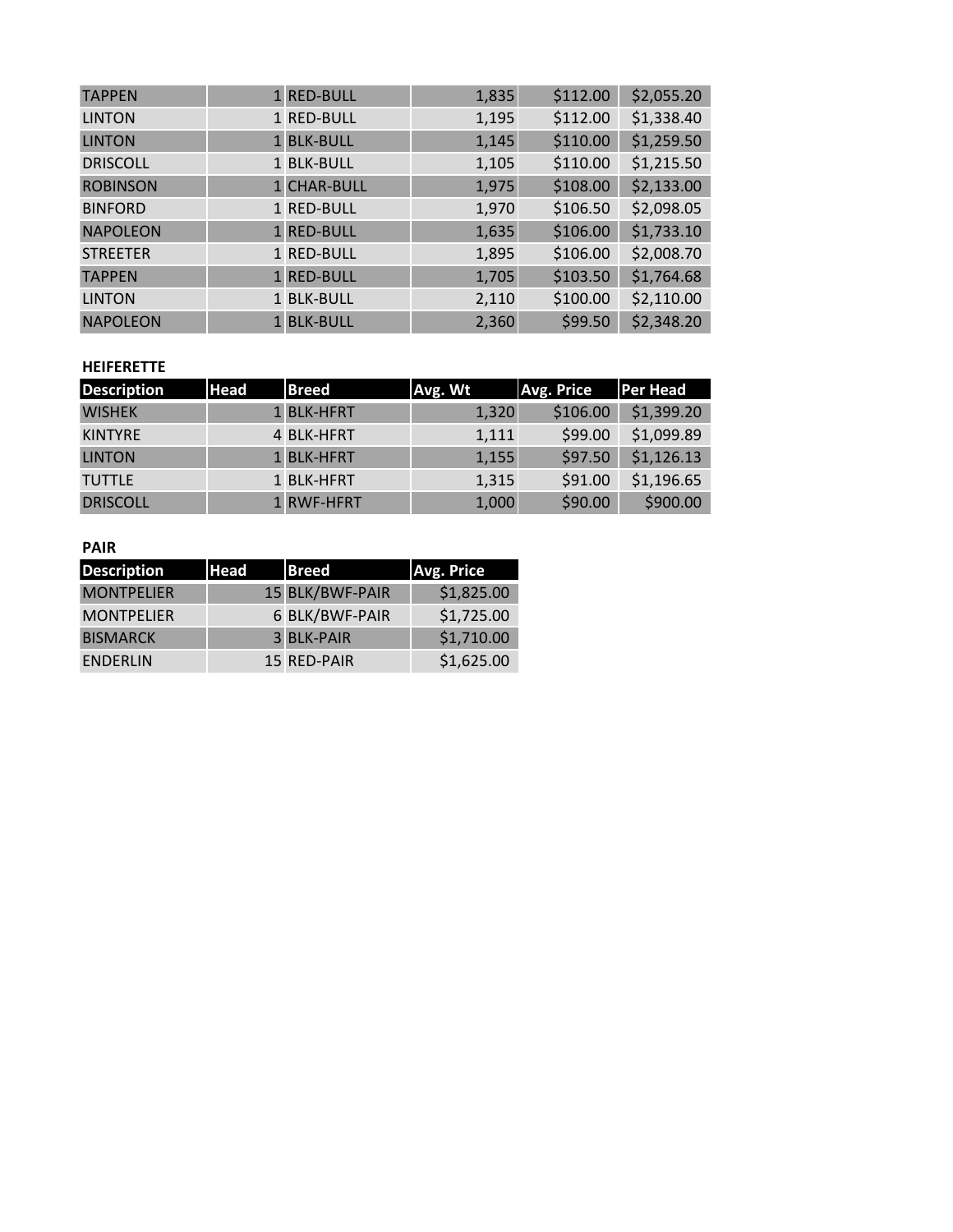| | | | | | |
|---|---|---|---|---|---|
| TAPPEN | 1 | RED-BULL | 1,835 | $112.00 | $2,055.20 |
| LINTON | 1 | RED-BULL | 1,195 | $112.00 | $1,338.40 |
| LINTON | 1 | BLK-BULL | 1,145 | $110.00 | $1,259.50 |
| DRISCOLL | 1 | BLK-BULL | 1,105 | $110.00 | $1,215.50 |
| ROBINSON | 1 | CHAR-BULL | 1,975 | $108.00 | $2,133.00 |
| BINFORD | 1 | RED-BULL | 1,970 | $106.50 | $2,098.05 |
| NAPOLEON | 1 | RED-BULL | 1,635 | $106.00 | $1,733.10 |
| STREETER | 1 | RED-BULL | 1,895 | $106.00 | $2,008.70 |
| TAPPEN | 1 | RED-BULL | 1,705 | $103.50 | $1,764.68 |
| LINTON | 1 | BLK-BULL | 2,110 | $100.00 | $2,110.00 |
| NAPOLEON | 1 | BLK-BULL | 2,360 | $99.50 | $2,348.20 |

**HEIFERETTE**

| Description | Head | Breed | Avg. Wt | Avg. Price | Per Head |
|---|---|---|---|---|---|
| WISHEK | 1 | BLK-HFRT | 1,320 | $106.00 | $1,399.20 |
| KINTYRE | 4 | BLK-HFRT | 1,111 | $99.00 | $1,099.89 |
| LINTON | 1 | BLK-HFRT | 1,155 | $97.50 | $1,126.13 |
| TUTTLE | 1 | BLK-HFRT | 1,315 | $91.00 | $1,196.65 |
| DRISCOLL | 1 | RWF-HFRT | 1,000 | $90.00 | $900.00 |

**PAIR**

| Description | Head | Breed | Avg. Price |
|---|---|---|---|
| MONTPELIER | 15 | BLK/BWF-PAIR | $1,825.00 |
| MONTPELIER | 6 | BLK/BWF-PAIR | $1,725.00 |
| BISMARCK | 3 | BLK-PAIR | $1,710.00 |
| ENDERLIN | 15 | RED-PAIR | $1,625.00 |